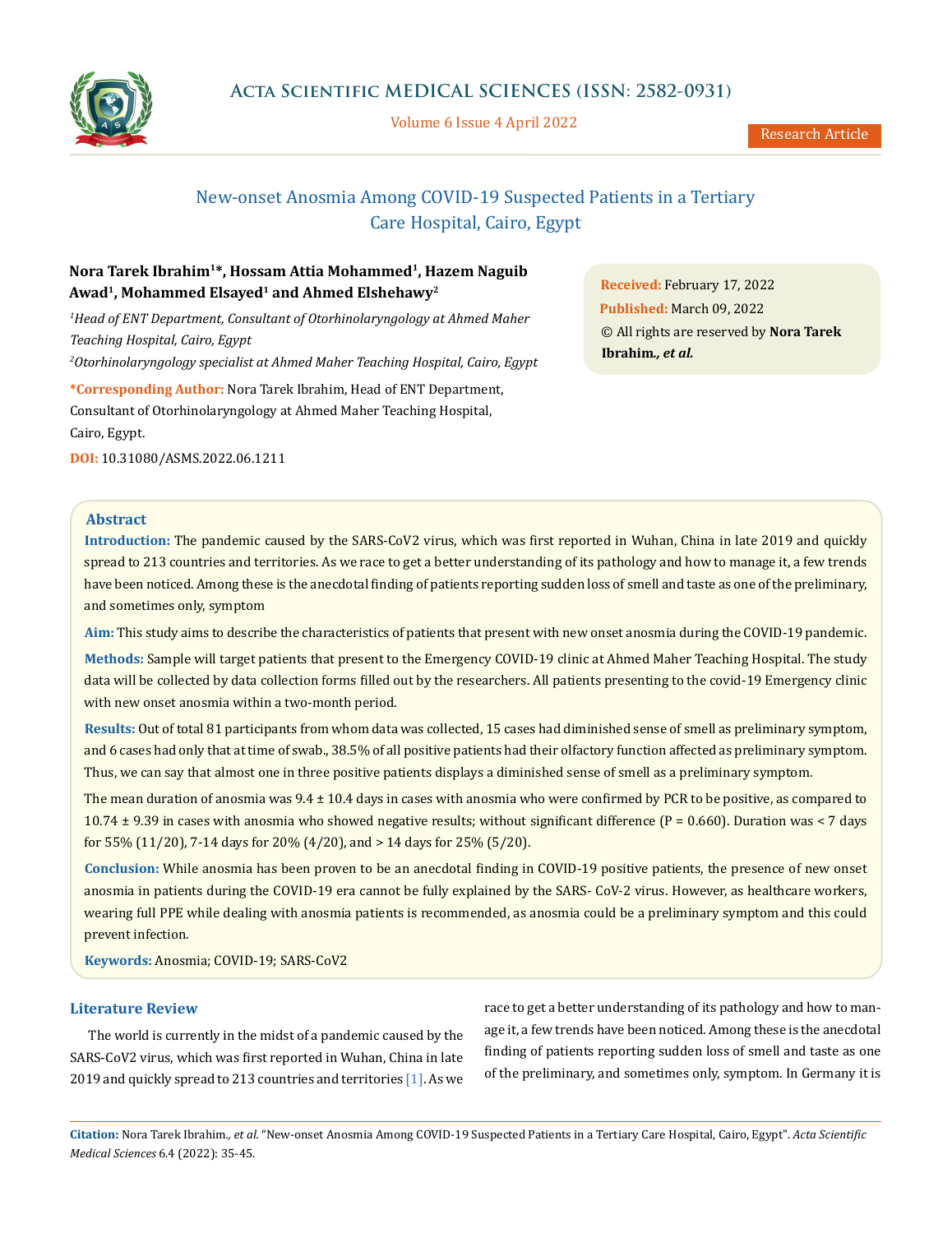# New-onset Anosmia Among COVID-19 Suspected Patients in a Tertiary Care Hospital, Cairo, Egypt

**Nora Tarek Ibrahim[1]*, Hossam Attia Mohammed[1], Hazem Naguib Awad[1], Mohammed Elsayed[1] and Ahmed Elshehawy[2]**

*[1]Head of ENT Department, Consultant of Otorhinolaryngology at Ahmed Maher Teaching Hospital, Cairo, Egypt*

*[2]Otorhinolaryngology specialist at Ahmed Maher Teaching Hospital, Cairo, Egypt*

**\*Corresponding Author:** Nora Tarek Ibrahim, Head of ENT Department, Consultant of Otorhinolaryngology at Ahmed Maher Teaching Hospital, Cairo, Egypt.

**DOI:** 10.31080/ASMS.2022.06.1211

**Received:** February 17, 2022
**Published:** March 09, 2022
© All rights are reserved by **Nora Tarek Ibrahim., *et al.***

## Abstract

**Introduction:** The pandemic caused by the SARS-CoV2 virus, which was first reported in Wuhan, China in late 2019 and quickly spread to 213 countries and territories. As we race to get a better understanding of its pathology and how to manage it, a few trends have been noticed. Among these is the anecdotal finding of patients reporting sudden loss of smell and taste as one of the preliminary, and sometimes only, symptom

**Aim:** This study aims to describe the characteristics of patients that present with new onset anosmia during the COVID-19 pandemic.

**Methods:** Sample will target patients that present to the Emergency COVID-19 clinic at Ahmed Maher Teaching Hospital. The study data will be collected by data collection forms filled out by the researchers. All patients presenting to the covid-19 Emergency clinic with new onset anosmia within a two-month period.

**Results:** Out of total 81 participants from whom data was collected, 15 cases had diminished sense of smell as preliminary symptom, and 6 cases had only that at time of swab., 38.5% of all positive patients had their olfactory function affected as preliminary symptom. Thus, we can say that almost one in three positive patients displays a diminished sense of smell as a preliminary symptom.

The mean duration of anosmia was 9.4 ± 10.4 days in cases with anosmia who were confirmed by PCR to be positive, as compared to 10.74 ± 9.39 in cases with anosmia who showed negative results; without significant difference (P = 0.660). Duration was < 7 days for 55% (11/20), 7-14 days for 20% (4/20), and > 14 days for 25% (5/20).

**Conclusion:** While anosmia has been proven to be an anecdotal finding in COVID-19 positive patients, the presence of new onset anosmia in patients during the COVID-19 era cannot be fully explained by the SARS- CoV-2 virus. However, as healthcare workers, wearing full PPE while dealing with anosmia patients is recommended, as anosmia could be a preliminary symptom and this could prevent infection.

**Keywords:** Anosmia; COVID-19; SARS-CoV2

## Literature Review

The world is currently in the midst of a pandemic caused by the SARS-CoV2 virus, which was first reported in Wuhan, China in late 2019 and quickly spread to 213 countries and territories [1]. As we race to get a better understanding of its pathology and how to manage it, a few trends have been noticed. Among these is the anecdotal finding of patients reporting sudden loss of smell and taste as one of the preliminary, and sometimes only, symptom. In Germany it is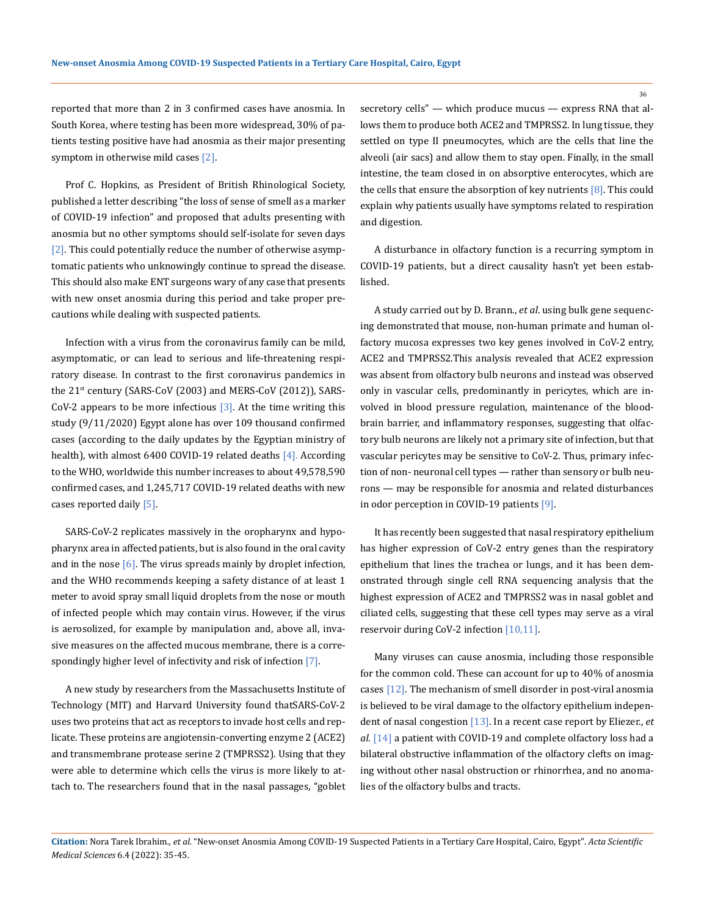reported that more than 2 in 3 confirmed cases have anosmia. In South Korea, where testing has been more widespread, 30% of patients testing positive have had anosmia as their major presenting symptom in otherwise mild cases [2].

Prof C. Hopkins, as President of British Rhinological Society, published a letter describing "the loss of sense of smell as a marker of COVID-19 infection" and proposed that adults presenting with anosmia but no other symptoms should self-isolate for seven days [2]. This could potentially reduce the number of otherwise asymptomatic patients who unknowingly continue to spread the disease. This should also make ENT surgeons wary of any case that presents with new onset anosmia during this period and take proper precautions while dealing with suspected patients.

Infection with a virus from the coronavirus family can be mild, asymptomatic, or can lead to serious and life-threatening respiratory disease. In contrast to the first coronavirus pandemics in the 21st century (SARS-CoV (2003) and MERS-CoV (2012)), SARS-CoV-2 appears to be more infectious [3]. At the time writing this study (9/11/2020) Egypt alone has over 109 thousand confirmed cases (according to the daily updates by the Egyptian ministry of health), with almost 6400 COVID-19 related deaths [4]. According to the WHO, worldwide this number increases to about 49,578,590 confirmed cases, and 1,245,717 COVID-19 related deaths with new cases reported daily [5].

SARS-CoV-2 replicates massively in the oropharynx and hypopharynx area in affected patients, but is also found in the oral cavity and in the nose [6]. The virus spreads mainly by droplet infection, and the WHO recommends keeping a safety distance of at least 1 meter to avoid spray small liquid droplets from the nose or mouth of infected people which may contain virus. However, if the virus is aerosolized, for example by manipulation and, above all, invasive measures on the affected mucous membrane, there is a correspondingly higher level of infectivity and risk of infection [7].

A new study by researchers from the Massachusetts Institute of Technology (MIT) and Harvard University found thatSARS-CoV-2 uses two proteins that act as receptors to invade host cells and replicate. These proteins are angiotensin-converting enzyme 2 (ACE2) and transmembrane protease serine 2 (TMPRSS2). Using that they were able to determine which cells the virus is more likely to attach to. The researchers found that in the nasal passages, "goblet secretory cells" — which produce mucus — express RNA that allows them to produce both ACE2 and TMPRSS2. In lung tissue, they settled on type II pneumocytes, which are the cells that line the alveoli (air sacs) and allow them to stay open. Finally, in the small intestine, the team closed in on absorptive enterocytes, which are the cells that ensure the absorption of key nutrients [8]. This could explain why patients usually have symptoms related to respiration and digestion.

A disturbance in olfactory function is a recurring symptom in COVID-19 patients, but a direct causality hasn't yet been established.

A study carried out by D. Brann., *et al*. using bulk gene sequencing demonstrated that mouse, non-human primate and human olfactory mucosa expresses two key genes involved in CoV-2 entry, ACE2 and TMPRSS2.This analysis revealed that ACE2 expression was absent from olfactory bulb neurons and instead was observed only in vascular cells, predominantly in pericytes, which are involved in blood pressure regulation, maintenance of the blood-brain barrier, and inflammatory responses, suggesting that olfactory bulb neurons are likely not a primary site of infection, but that vascular pericytes may be sensitive to CoV-2. Thus, primary infection of non- neuronal cell types — rather than sensory or bulb neurons — may be responsible for anosmia and related disturbances in odor perception in COVID-19 patients [9].

It has recently been suggested that nasal respiratory epithelium has higher expression of CoV-2 entry genes than the respiratory epithelium that lines the trachea or lungs, and it has been demonstrated through single cell RNA sequencing analysis that the highest expression of ACE2 and TMPRSS2 was in nasal goblet and ciliated cells, suggesting that these cell types may serve as a viral reservoir during CoV-2 infection [10,11].

Many viruses can cause anosmia, including those responsible for the common cold. These can account for up to 40% of anosmia cases [12]. The mechanism of smell disorder in post-viral anosmia is believed to be viral damage to the olfactory epithelium independent of nasal congestion [13]. In a recent case report by Eliezer., *et al*. [14] a patient with COVID-19 and complete olfactory loss had a bilateral obstructive inflammation of the olfactory clefts on imaging without other nasal obstruction or rhinorrhea, and no anomalies of the olfactory bulbs and tracts.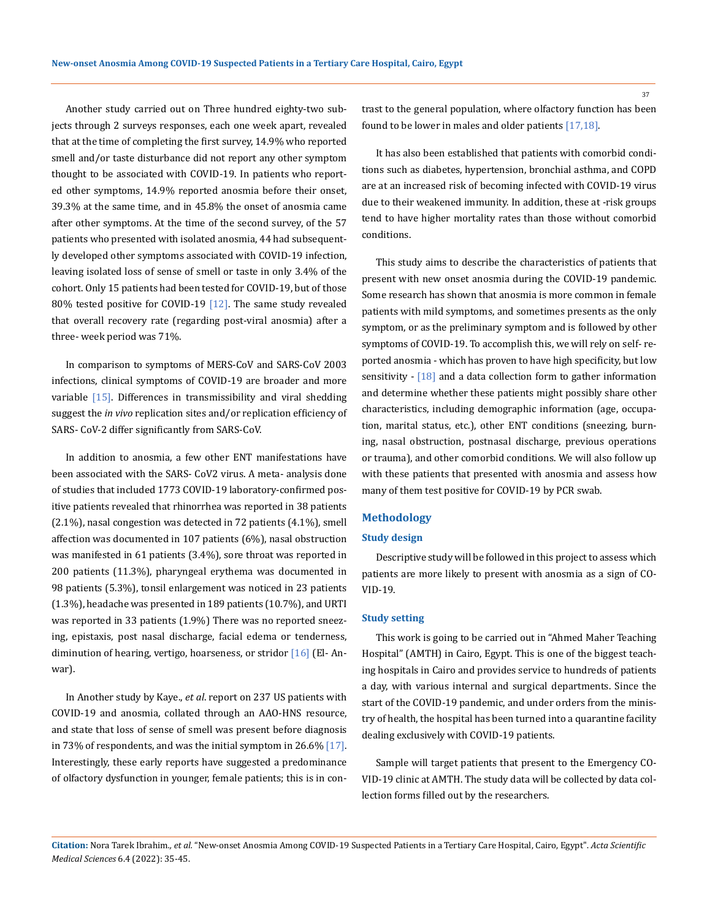Another study carried out on Three hundred eighty-two subjects through 2 surveys responses, each one week apart, revealed that at the time of completing the first survey, 14.9% who reported smell and/or taste disturbance did not report any other symptom thought to be associated with COVID-19. In patients who reported other symptoms, 14.9% reported anosmia before their onset, 39.3% at the same time, and in 45.8% the onset of anosmia came after other symptoms. At the time of the second survey, of the 57 patients who presented with isolated anosmia, 44 had subsequently developed other symptoms associated with COVID-19 infection, leaving isolated loss of sense of smell or taste in only 3.4% of the cohort. Only 15 patients had been tested for COVID-19, but of those 80% tested positive for COVID-19 [12]. The same study revealed that overall recovery rate (regarding post-viral anosmia) after a three- week period was 71%.

In comparison to symptoms of MERS-CoV and SARS-CoV 2003 infections, clinical symptoms of COVID-19 are broader and more variable [15]. Differences in transmissibility and viral shedding suggest the *in vivo* replication sites and/or replication efficiency of SARS- CoV-2 differ significantly from SARS-CoV.

In addition to anosmia, a few other ENT manifestations have been associated with the SARS- CoV2 virus. A meta- analysis done of studies that included 1773 COVID-19 laboratory-confirmed positive patients revealed that rhinorrhea was reported in 38 patients (2.1%), nasal congestion was detected in 72 patients (4.1%), smell affection was documented in 107 patients (6%), nasal obstruction was manifested in 61 patients (3.4%), sore throat was reported in 200 patients (11.3%), pharyngeal erythema was documented in 98 patients (5.3%), tonsil enlargement was noticed in 23 patients (1.3%), headache was presented in 189 patients (10.7%), and URTI was reported in 33 patients (1.9%) There was no reported sneezing, epistaxis, post nasal discharge, facial edema or tenderness, diminution of hearing, vertigo, hoarseness, or stridor [16] (El- Anwar).

In Another study by Kaye., *et al*. report on 237 US patients with COVID-19 and anosmia, collated through an AAO-HNS resource, and state that loss of sense of smell was present before diagnosis in 73% of respondents, and was the initial symptom in 26.6% [17]. Interestingly, these early reports have suggested a predominance of olfactory dysfunction in younger, female patients; this is in contrast to the general population, where olfactory function has been found to be lower in males and older patients [17,18].

It has also been established that patients with comorbid conditions such as diabetes, hypertension, bronchial asthma, and COPD are at an increased risk of becoming infected with COVID-19 virus due to their weakened immunity. In addition, these at -risk groups tend to have higher mortality rates than those without comorbid conditions.

This study aims to describe the characteristics of patients that present with new onset anosmia during the COVID-19 pandemic. Some research has shown that anosmia is more common in female patients with mild symptoms, and sometimes presents as the only symptom, or as the preliminary symptom and is followed by other symptoms of COVID-19. To accomplish this, we will rely on self- reported anosmia - which has proven to have high specificity, but low sensitivity - [18] and a data collection form to gather information and determine whether these patients might possibly share other characteristics, including demographic information (age, occupation, marital status, etc.), other ENT conditions (sneezing, burning, nasal obstruction, postnasal discharge, previous operations or trauma), and other comorbid conditions. We will also follow up with these patients that presented with anosmia and assess how many of them test positive for COVID-19 by PCR swab.

## Methodology

### Study design

Descriptive study will be followed in this project to assess which patients are more likely to present with anosmia as a sign of COVID-19.

### Study setting

This work is going to be carried out in "Ahmed Maher Teaching Hospital" (AMTH) in Cairo, Egypt. This is one of the biggest teaching hospitals in Cairo and provides service to hundreds of patients a day, with various internal and surgical departments. Since the start of the COVID-19 pandemic, and under orders from the ministry of health, the hospital has been turned into a quarantine facility dealing exclusively with COVID-19 patients.

Sample will target patients that present to the Emergency COVID-19 clinic at AMTH. The study data will be collected by data collection forms filled out by the researchers.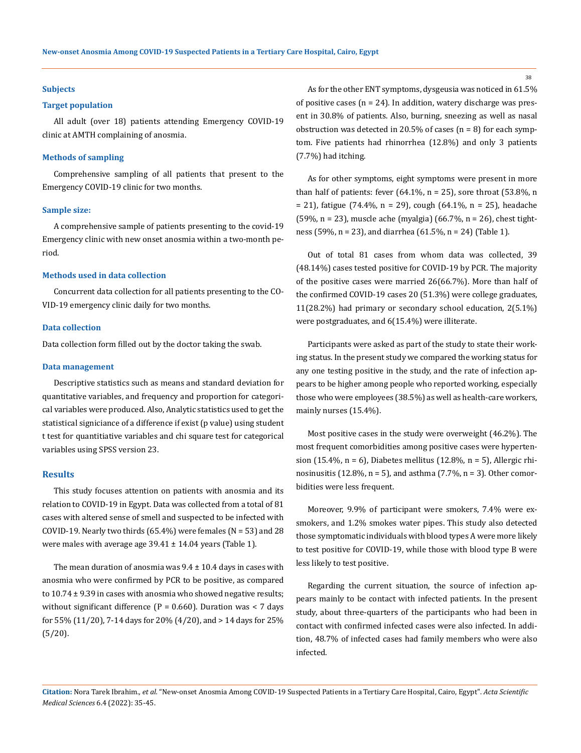### Subjects

### Target population

All adult (over 18) patients attending Emergency COVID-19 clinic at AMTH complaining of anosmia.

### Methods of sampling

Comprehensive sampling of all patients that present to the Emergency COVID-19 clinic for two months.

### Sample size:

A comprehensive sample of patients presenting to the covid-19 Emergency clinic with new onset anosmia within a two-month period.

### Methods used in data collection

Concurrent data collection for all patients presenting to the COVID-19 emergency clinic daily for two months.

### Data collection

Data collection form filled out by the doctor taking the swab.

### Data management

Descriptive statistics such as means and standard deviation for quantitative variables, and frequency and proportion for categorical variables were produced. Also, Analytic statistics used to get the statistical signiciance of a difference if exist (p value) using student t test for quantitiative variables and chi square test for categorical variables using SPSS version 23.

## Results

This study focuses attention on patients with anosmia and its relation to COVID-19 in Egypt. Data was collected from a total of 81 cases with altered sense of smell and suspected to be infected with COVID-19. Nearly two thirds (65.4%) were females (N = 53) and 28 were males with average age 39.41 ± 14.04 years (Table 1).

The mean duration of anosmia was 9.4 ± 10.4 days in cases with anosmia who were confirmed by PCR to be positive, as compared to 10.74 ± 9.39 in cases with anosmia who showed negative results; without significant difference (P = 0.660). Duration was < 7 days for 55% (11/20), 7-14 days for 20% (4/20), and > 14 days for 25% (5/20).

As for the other ENT symptoms, dysgeusia was noticed in 61.5% of positive cases (n = 24). In addition, watery discharge was present in 30.8% of patients. Also, burning, sneezing as well as nasal obstruction was detected in 20.5% of cases (n = 8) for each symptom. Five patients had rhinorrhea (12.8%) and only 3 patients (7.7%) had itching.

As for other symptoms, eight symptoms were present in more than half of patients: fever (64.1%, n = 25), sore throat (53.8%, n = 21), fatigue (74.4%, n = 29), cough (64.1%, n = 25), headache (59%, n = 23), muscle ache (myalgia) (66.7%, n = 26), chest tightness (59%, n = 23), and diarrhea (61.5%, n = 24) (Table 1).

Out of total 81 cases from whom data was collected, 39 (48.14%) cases tested positive for COVID-19 by PCR. The majority of the positive cases were married 26(66.7%). More than half of the confirmed COVID-19 cases 20 (51.3%) were college graduates, 11(28.2%) had primary or secondary school education, 2(5.1%) were postgraduates, and 6(15.4%) were illiterate.

Participants were asked as part of the study to state their working status. In the present study we compared the working status for any one testing positive in the study, and the rate of infection appears to be higher among people who reported working, especially those who were employees (38.5%) as well as health-care workers, mainly nurses (15.4%).

Most positive cases in the study were overweight (46.2%). The most frequent comorbidities among positive cases were hypertension (15.4%, n = 6), Diabetes mellitus (12.8%, n = 5), Allergic rhinosinusitis (12.8%, n = 5), and asthma (7.7%, n = 3). Other comorbidities were less frequent.

Moreover, 9.9% of participant were smokers, 7.4% were ex-smokers, and 1.2% smokes water pipes. This study also detected those symptomatic individuals with blood types A were more likely to test positive for COVID-19, while those with blood type B were less likely to test positive.

Regarding the current situation, the source of infection appears mainly to be contact with infected patients. In the present study, about three-quarters of the participants who had been in contact with confirmed infected cases were also infected. In addition, 48.7% of infected cases had family members who were also infected.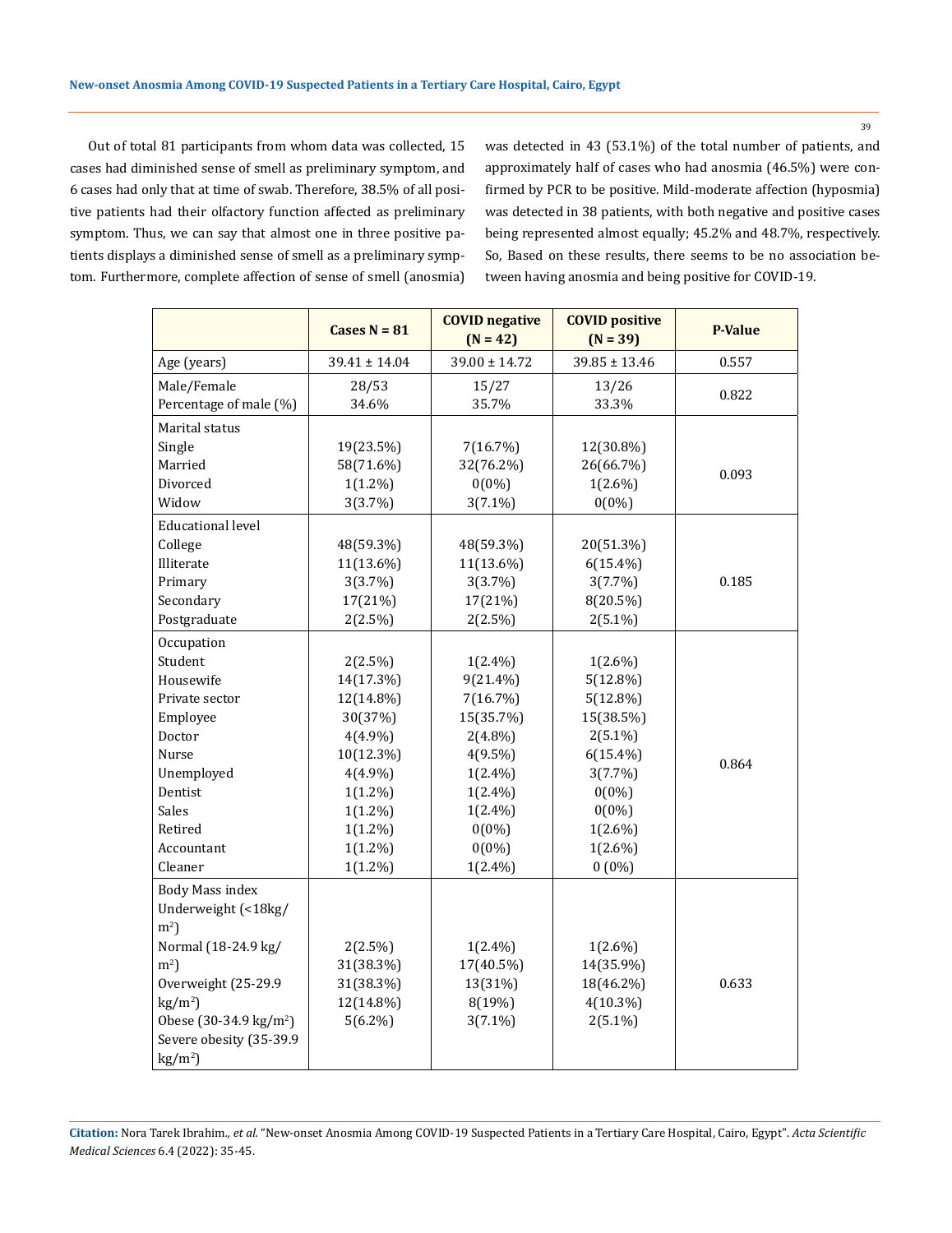Out of total 81 participants from whom data was collected, 15 cases had diminished sense of smell as preliminary symptom, and 6 cases had only that at time of swab. Therefore, 38.5% of all positive patients had their olfactory function affected as preliminary symptom. Thus, we can say that almost one in three positive patients displays a diminished sense of smell as a preliminary symptom. Furthermore, complete affection of sense of smell (anosmia) was detected in 43 (53.1%) of the total number of patients, and approximately half of cases who had anosmia (46.5%) were confirmed by PCR to be positive. Mild-moderate affection (hyposmia) was detected in 38 patients, with both negative and positive cases being represented almost equally; 45.2% and 48.7%, respectively. So, Based on these results, there seems to be no association between having anosmia and being positive for COVID-19.

| | Cases N = 81 | COVID negative (N = 42) | COVID positive (N = 39) | P-Value |
|---|---|---|---|---|
| Age (years) | 39.41 ± 14.04 | 39.00 ± 14.72 | 39.85 ± 13.46 | 0.557 |
| Male/Female<br>Percentage of male (%) | 28/53<br>34.6% | 15/27<br>35.7% | 13/26<br>33.3% | 0.822 |
| Marital status | | | | 0.093 |
| Single | 19(23.5%) | 7(16.7%) | 12(30.8%) | |
| Married | 58(71.6%) | 32(76.2%) | 26(66.7%) | |
| Divorced | 1(1.2%) | 0(0%) | 1(2.6%) | |
| Widow | 3(3.7%) | 3(7.1%) | 0(0%) | |
| Educational level | | | | 0.185 |
| College | 48(59.3%) | 48(59.3%) | 20(51.3%) | |
| Illiterate | 11(13.6%) | 11(13.6%) | 6(15.4%) | |
| Primary | 3(3.7%) | 3(3.7%) | 3(7.7%) | |
| Secondary | 17(21%) | 17(21%) | 8(20.5%) | |
| Postgraduate | 2(2.5%) | 2(2.5%) | 2(5.1%) | |
| Occupation | | | | 0.864 |
| Student | 2(2.5%) | 1(2.4%) | 1(2.6%) | |
| Housewife | 14(17.3%) | 9(21.4%) | 5(12.8%) | |
| Private sector | 12(14.8%) | 7(16.7%) | 5(12.8%) | |
| Employee | 30(37%) | 15(35.7%) | 15(38.5%) | |
| Doctor | 4(4.9%) | 2(4.8%) | 2(5.1%) | |
| Nurse | 10(12.3%) | 4(9.5%) | 6(15.4%) | |
| Unemployed | 4(4.9%) | 1(2.4%) | 3(7.7%) | |
| Dentist | 1(1.2%) | 1(2.4%) | 0(0%) | |
| Sales | 1(1.2%) | 1(2.4%) | 0(0%) | |
| Retired | 1(1.2%) | 0(0%) | 1(2.6%) | |
| Accountant | 1(1.2%) | 0(0%) | 1(2.6%) | |
| Cleaner | 1(1.2%) | 1(2.4%) | 0 (0%) | |
| Body Mass index | | | | 0.633 |
| Underweight (<18kg/m$^2$) | 2(2.5%) | 1(2.4%) | 1(2.6%) | |
| Normal (18-24.9 kg/m$^2$) | 31(38.3%) | 17(40.5%) | 14(35.9%) | |
| Overweight (25-29.9 kg/m$^2$) | 31(38.3%) | 13(31%) | 18(46.2%) | |
| Obese (30-34.9 kg/m$^2$) | 12(14.8%) | 8(19%) | 4(10.3%) | |
| Severe obesity (35-39.9 kg/m$^2$) | 5(6.2%) | 3(7.1%) | 2(5.1%) | |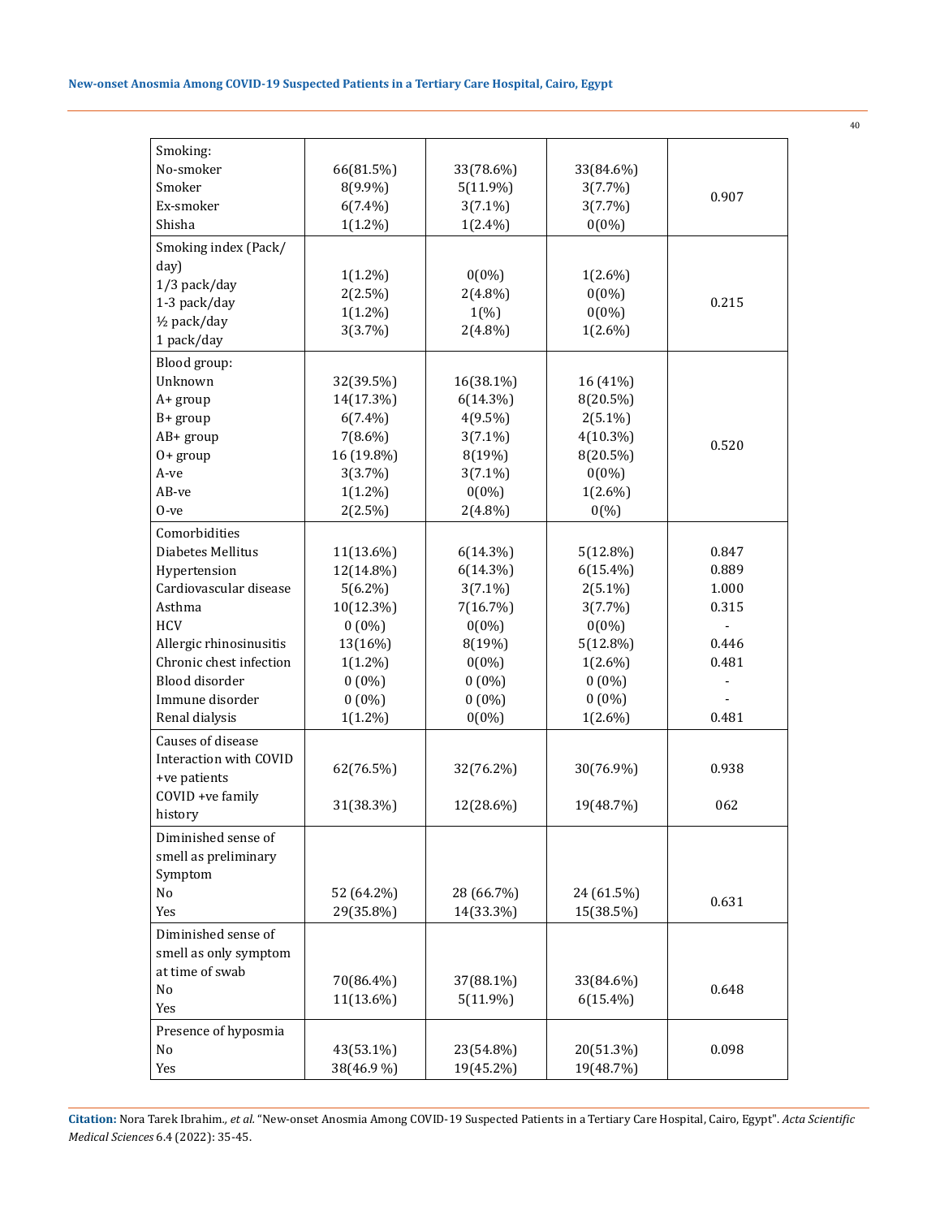| | | | | |
|---|---|---|---|---|
| Smoking:<br>No-smoker<br>Smoker<br>Ex-smoker<br>Shisha | 66(81.5%)<br>8(9.9%)<br>6(7.4%)<br>1(1.2%) | 33(78.6%)<br>5(11.9%)<br>3(7.1%)<br>1(2.4%) | 33(84.6%)<br>3(7.7%)<br>3(7.7%)<br>0(0%) | 0.907 |
| Smoking index (Pack/day)<br>1/3 pack/day<br>1-3 pack/day<br>½ pack/day<br>1 pack/day | 1(1.2%)<br>2(2.5%)<br>1(1.2%)<br>3(3.7%) | 0(0%)<br>2(4.8%)<br>1(%)<br>2(4.8%) | 1(2.6%)<br>0(0%)<br>0(0%)<br>1(2.6%) | 0.215 |
| Blood group:<br>Unknown<br>A+ group<br>B+ group<br>AB+ group<br>O+ group<br>A-ve<br>AB-ve<br>O-ve | 32(39.5%)<br>14(17.3%)<br>6(7.4%)<br>7(8.6%)<br>16 (19.8%)<br>3(3.7%)<br>1(1.2%)<br>2(2.5%) | 16(38.1%)<br>6(14.3%)<br>4(9.5%)<br>3(7.1%)<br>8(19%)<br>3(7.1%)<br>0(0%)<br>2(4.8%) | 16 (41%)<br>8(20.5%)<br>2(5.1%)<br>4(10.3%)<br>8(20.5%)<br>0(0%)<br>1(2.6%)<br>0(%) | 0.520 |
| Comorbidities<br>Diabetes Mellitus<br>Hypertension<br>Cardiovascular disease<br>Asthma<br>HCV<br>Allergic rhinosinusitis<br>Chronic chest infection<br>Blood disorder<br>Immune disorder<br>Renal dialysis | <br>11(13.6%)<br>12(14.8%)<br>5(6.2%)<br>10(12.3%)<br>0 (0%)<br>13(16%)<br>1(1.2%)<br>0 (0%)<br>0 (0%)<br>1(1.2%) | <br>6(14.3%)<br>6(14.3%)<br>3(7.1%)<br>7(16.7%)<br>0(0%)<br>8(19%)<br>0(0%)<br>0 (0%)<br>0 (0%)<br>0(0%) | <br>5(12.8%)<br>6(15.4%)<br>2(5.1%)<br>3(7.7%)<br>0(0%)<br>5(12.8%)<br>1(2.6%)<br>0 (0%)<br>0 (0%)<br>1(2.6%) | <br>0.847<br>0.889<br>1.000<br>0.315<br>-<br>0.446<br>0.481<br>-<br>-<br>0.481 |
| Causes of disease<br>Interaction with COVID +ve patients<br>COVID +ve family history | <br>62(76.5%)<br>31(38.3%) | <br>32(76.2%)<br>12(28.6%) | <br>30(76.9%)<br>19(48.7%) | <br>0.938<br>062 |
| Diminished sense of smell as preliminary Symptom<br>No<br>Yes | <br>52 (64.2%)<br>29(35.8%) | <br>28 (66.7%)<br>14(33.3%) | <br>24 (61.5%)<br>15(38.5%) | 0.631 |
| Diminished sense of smell as only symptom at time of swab<br>No<br>Yes | <br>70(86.4%)<br>11(13.6%) | <br>37(88.1%)<br>5(11.9%) | <br>33(84.6%)<br>6(15.4%) | 0.648 |
| Presence of hyposmia<br>No<br>Yes | <br>43(53.1%)<br>38(46.9 %) | <br>23(54.8%)<br>19(45.2%) | <br>20(51.3%)<br>19(48.7%) | 0.098 |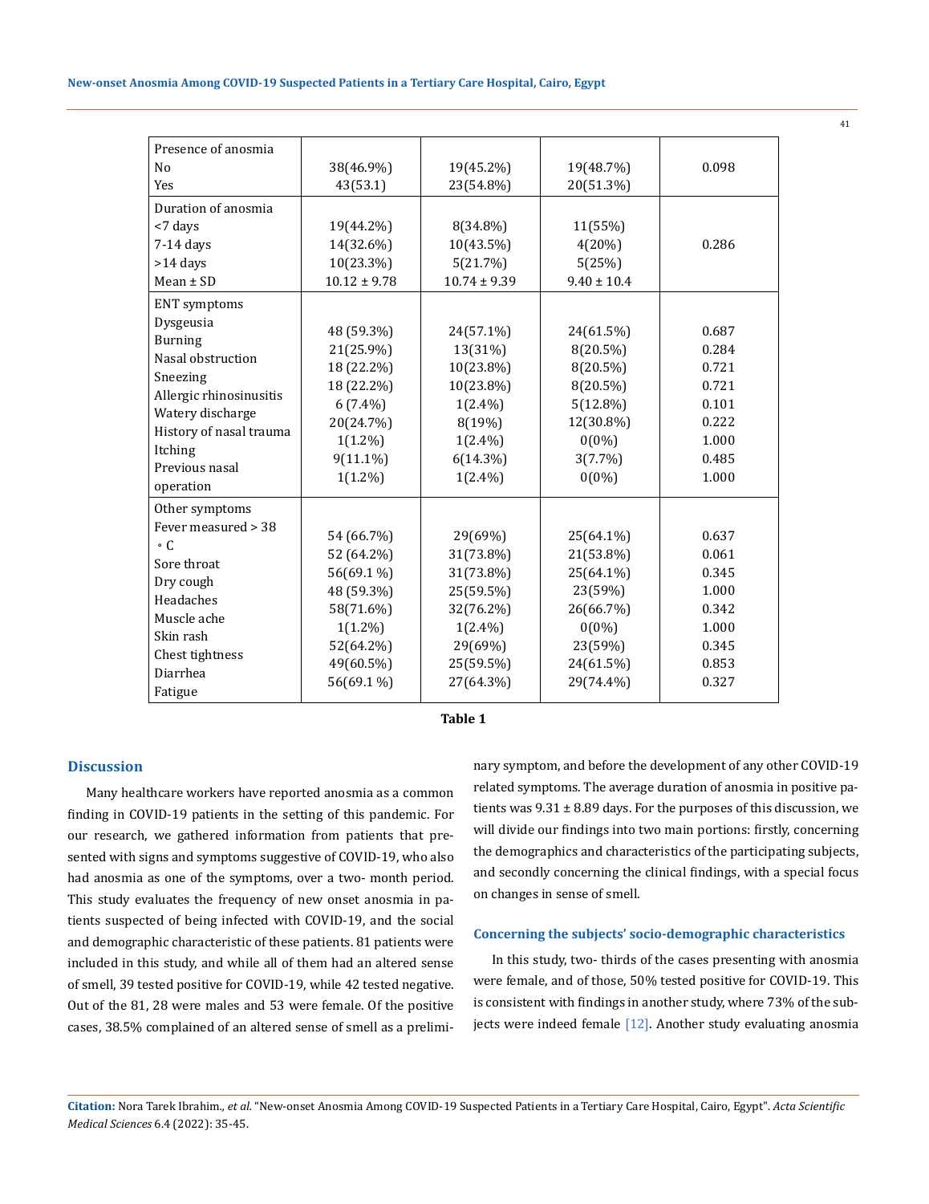| Presence of anosmia | | | | |
|---|---|---|---|---|
| No | 38(46.9%) | 19(45.2%) | 19(48.7%) | 0.098 |
| Yes | 43(53.1) | 23(54.8%) | 20(51.3%) | |
| Duration of anosmia | | | | |
| <7 days | 19(44.2%) | 8(34.8%) | 11(55%) | 0.286 |
| 7-14 days | 14(32.6%) | 10(43.5%) | 4(20%) | |
| >14 days | 10(23.3%) | 5(21.7%) | 5(25%) | |
| Mean ± SD | 10.12 ± 9.78 | 10.74 ± 9.39 | 9.40 ± 10.4 | |
| ENT symptoms | | | | |
| Dysgeusia | 48 (59.3%) | 24(57.1%) | 24(61.5%) | 0.687 |
| Burning | 21(25.9%) | 13(31%) | 8(20.5%) | 0.284 |
| Nasal obstruction | 18 (22.2%) | 10(23.8%) | 8(20.5%) | 0.721 |
| Sneezing | 18 (22.2%) | 10(23.8%) | 8(20.5%) | 0.721 |
| Allergic rhinosinusitis | 6 (7.4%) | 1(2.4%) | 5(12.8%) | 0.101 |
| Watery discharge | 20(24.7%) | 8(19%) | 12(30.8%) | 0.222 |
| History of nasal trauma | 1(1.2%) | 1(2.4%) | 0(0%) | 1.000 |
| Itching | 9(11.1%) | 6(14.3%) | 3(7.7%) | 0.485 |
| Previous nasal operation | 1(1.2%) | 1(2.4%) | 0(0%) | 1.000 |
| Other symptoms | | | | |
| Fever measured > 38 ∘C | 54 (66.7%) | 29(69%) | 25(64.1%) | 0.637 |
| Sore throat | 52 (64.2%) | 31(73.8%) | 21(53.8%) | 0.061 |
| Dry cough | 56(69.1 %) | 31(73.8%) | 25(64.1%) | 0.345 |
| Headaches | 48 (59.3%) | 25(59.5%) | 23(59%) | 1.000 |
| Muscle ache | 58(71.6%) | 32(76.2%) | 26(66.7%) | 0.342 |
| Skin rash | 1(1.2%) | 1(2.4%) | 0(0%) | 1.000 |
| Chest tightness | 52(64.2%) | 29(69%) | 23(59%) | 0.345 |
| Diarrhea | 49(60.5%) | 25(59.5%) | 24(61.5%) | 0.853 |
| Fatigue | 56(69.1 %) | 27(64.3%) | 29(74.4%) | 0.327 |

**Table 1**

## Discussion

Many healthcare workers have reported anosmia as a common finding in COVID-19 patients in the setting of this pandemic. For our research, we gathered information from patients that presented with signs and symptoms suggestive of COVID-19, who also had anosmia as one of the symptoms, over a two- month period. This study evaluates the frequency of new onset anosmia in patients suspected of being infected with COVID-19, and the social and demographic characteristic of these patients. 81 patients were included in this study, and while all of them had an altered sense of smell, 39 tested positive for COVID-19, while 42 tested negative. Out of the 81, 28 were males and 53 were female. Of the positive cases, 38.5% complained of an altered sense of smell as a preliminary symptom, and before the development of any other COVID-19 related symptoms. The average duration of anosmia in positive patients was 9.31 ± 8.89 days. For the purposes of this discussion, we will divide our findings into two main portions: firstly, concerning the demographics and characteristics of the participating subjects, and secondly concerning the clinical findings, with a special focus on changes in sense of smell.

### Concerning the subjects' socio-demographic characteristics

In this study, two- thirds of the cases presenting with anosmia were female, and of those, 50% tested positive for COVID-19. This is consistent with findings in another study, where 73% of the subjects were indeed female [12]. Another study evaluating anosmia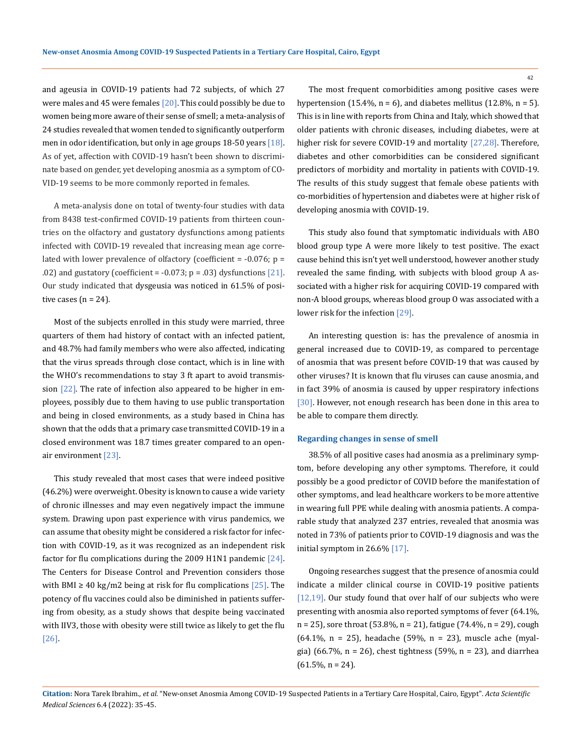and ageusia in COVID-19 patients had 72 subjects, of which 27 were males and 45 were females [20]. This could possibly be due to women being more aware of their sense of smell; a meta-analysis of 24 studies revealed that women tended to significantly outperform men in odor identification, but only in age groups 18-50 years [18]. As of yet, affection with COVID-19 hasn't been shown to discriminate based on gender, yet developing anosmia as a symptom of COVID-19 seems to be more commonly reported in females.

A meta-analysis done on total of twenty-four studies with data from 8438 test-confirmed COVID-19 patients from thirteen countries on the olfactory and gustatory dysfunctions among patients infected with COVID-19 revealed that increasing mean age correlated with lower prevalence of olfactory (coefficient = -0.076; p = .02) and gustatory (coefficient = -0.073; p = .03) dysfunctions [21]. Our study indicated that dysgeusia was noticed in 61.5% of positive cases (n = 24).

Most of the subjects enrolled in this study were married, three quarters of them had history of contact with an infected patient, and 48.7% had family members who were also affected, indicating that the virus spreads through close contact, which is in line with the WHO's recommendations to stay 3 ft apart to avoid transmission [22]. The rate of infection also appeared to be higher in employees, possibly due to them having to use public transportation and being in closed environments, as a study based in China has shown that the odds that a primary case transmitted COVID-19 in a closed environment was 18.7 times greater compared to an open-air environment [23].

This study revealed that most cases that were indeed positive (46.2%) were overweight. Obesity is known to cause a wide variety of chronic illnesses and may even negatively impact the immune system. Drawing upon past experience with virus pandemics, we can assume that obesity might be considered a risk factor for infection with COVID-19, as it was recognized as an independent risk factor for flu complications during the 2009 H1N1 pandemic [24]. The Centers for Disease Control and Prevention considers those with BMI ≥ 40 kg/m2 being at risk for flu complications [25]. The potency of flu vaccines could also be diminished in patients suffering from obesity, as a study shows that despite being vaccinated with IIV3, those with obesity were still twice as likely to get the flu [26].

The most frequent comorbidities among positive cases were hypertension (15.4%, n = 6), and diabetes mellitus (12.8%, n = 5). This is in line with reports from China and Italy, which showed that older patients with chronic diseases, including diabetes, were at higher risk for severe COVID-19 and mortality [27,28]. Therefore, diabetes and other comorbidities can be considered significant predictors of morbidity and mortality in patients with COVID-19. The results of this study suggest that female obese patients with co-morbidities of hypertension and diabetes were at higher risk of developing anosmia with COVID-19.

This study also found that symptomatic individuals with ABO blood group type A were more likely to test positive. The exact cause behind this isn't yet well understood, however another study revealed the same finding, with subjects with blood group A associated with a higher risk for acquiring COVID-19 compared with non-A blood groups, whereas blood group O was associated with a lower risk for the infection [29].

An interesting question is: has the prevalence of anosmia in general increased due to COVID-19, as compared to percentage of anosmia that was present before COVID-19 that was caused by other viruses? It is known that flu viruses can cause anosmia, and in fact 39% of anosmia is caused by upper respiratory infections [30]. However, not enough research has been done in this area to be able to compare them directly.

### Regarding changes in sense of smell

38.5% of all positive cases had anosmia as a preliminary symptom, before developing any other symptoms. Therefore, it could possibly be a good predictor of COVID before the manifestation of other symptoms, and lead healthcare workers to be more attentive in wearing full PPE while dealing with anosmia patients. A comparable study that analyzed 237 entries, revealed that anosmia was noted in 73% of patients prior to COVID-19 diagnosis and was the initial symptom in 26.6% [17].

Ongoing researches suggest that the presence of anosmia could indicate a milder clinical course in COVID-19 positive patients [12,19]. Our study found that over half of our subjects who were presenting with anosmia also reported symptoms of fever (64.1%, n = 25), sore throat (53.8%, n = 21), fatigue (74.4%, n = 29), cough (64.1%, n = 25), headache (59%, n = 23), muscle ache (myalgia) (66.7%, n = 26), chest tightness (59%, n = 23), and diarrhea (61.5%, n = 24).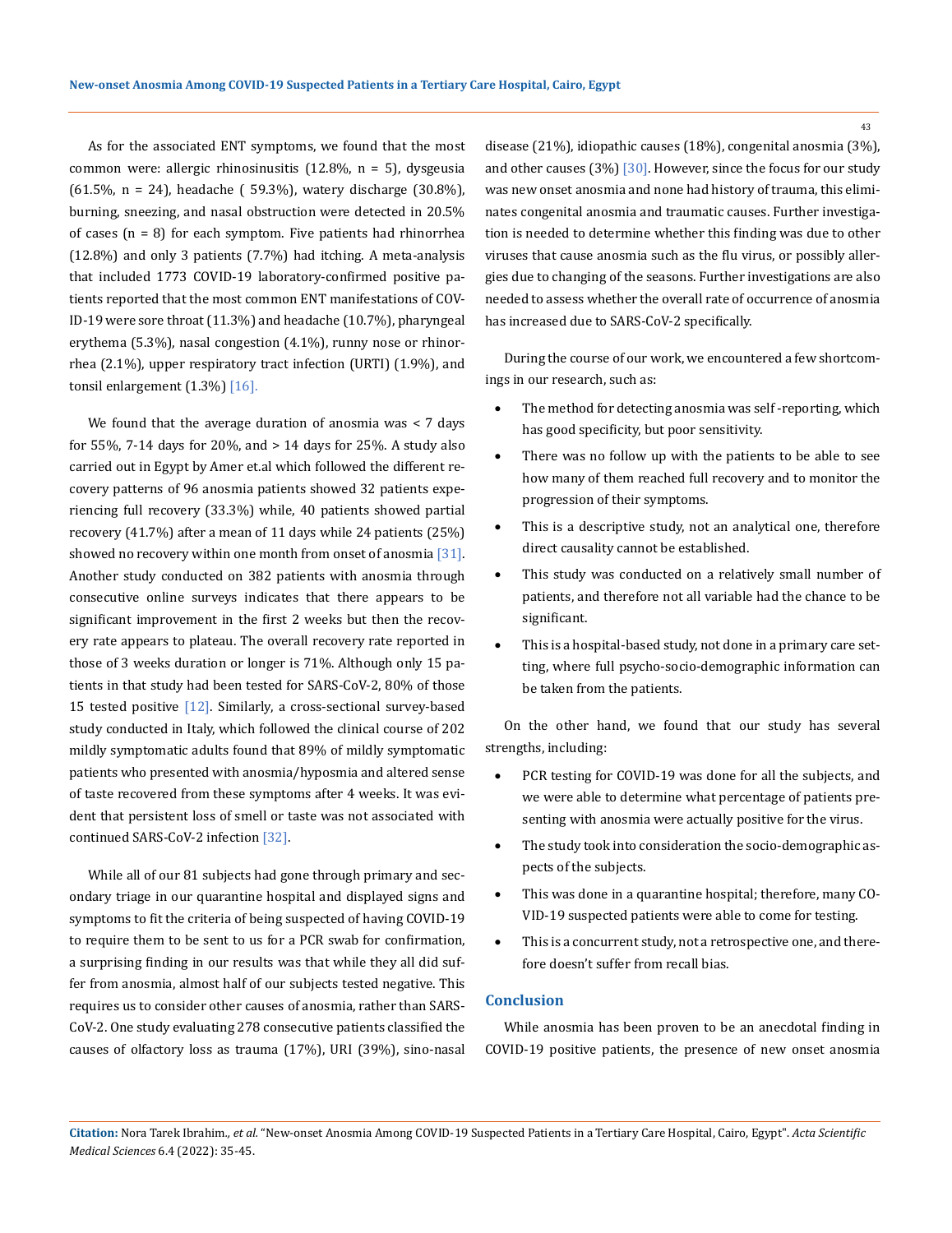As for the associated ENT symptoms, we found that the most common were: allergic rhinosinusitis (12.8%, n = 5), dysgeusia (61.5%, n = 24), headache ( 59.3%), watery discharge (30.8%), burning, sneezing, and nasal obstruction were detected in 20.5% of cases (n = 8) for each symptom. Five patients had rhinorrhea (12.8%) and only 3 patients (7.7%) had itching. A meta-analysis that included 1773 COVID-19 laboratory-confirmed positive patients reported that the most common ENT manifestations of COVID-19 were sore throat (11.3%) and headache (10.7%), pharyngeal erythema (5.3%), nasal congestion (4.1%), runny nose or rhinorrhea (2.1%), upper respiratory tract infection (URTI) (1.9%), and tonsil enlargement (1.3%) [16].

We found that the average duration of anosmia was < 7 days for 55%, 7-14 days for 20%, and > 14 days for 25%. A study also carried out in Egypt by Amer et.al which followed the different recovery patterns of 96 anosmia patients showed 32 patients experiencing full recovery (33.3%) while, 40 patients showed partial recovery (41.7%) after a mean of 11 days while 24 patients (25%) showed no recovery within one month from onset of anosmia [31]. Another study conducted on 382 patients with anosmia through consecutive online surveys indicates that there appears to be significant improvement in the first 2 weeks but then the recovery rate appears to plateau. The overall recovery rate reported in those of 3 weeks duration or longer is 71%. Although only 15 patients in that study had been tested for SARS-CoV-2, 80% of those 15 tested positive [12]. Similarly, a cross-sectional survey-based study conducted in Italy, which followed the clinical course of 202 mildly symptomatic adults found that 89% of mildly symptomatic patients who presented with anosmia/hyposmia and altered sense of taste recovered from these symptoms after 4 weeks. It was evident that persistent loss of smell or taste was not associated with continued SARS-CoV-2 infection [32].

While all of our 81 subjects had gone through primary and secondary triage in our quarantine hospital and displayed signs and symptoms to fit the criteria of being suspected of having COVID-19 to require them to be sent to us for a PCR swab for confirmation, a surprising finding in our results was that while they all did suffer from anosmia, almost half of our subjects tested negative. This requires us to consider other causes of anosmia, rather than SARS-CoV-2. One study evaluating 278 consecutive patients classified the causes of olfactory loss as trauma (17%), URI (39%), sino-nasal disease (21%), idiopathic causes (18%), congenital anosmia (3%), and other causes (3%) [30]. However, since the focus for our study was new onset anosmia and none had history of trauma, this eliminates congenital anosmia and traumatic causes. Further investigation is needed to determine whether this finding was due to other viruses that cause anosmia such as the flu virus, or possibly allergies due to changing of the seasons. Further investigations are also needed to assess whether the overall rate of occurrence of anosmia has increased due to SARS-CoV-2 specifically.

During the course of our work, we encountered a few shortcomings in our research, such as:

- The method for detecting anosmia was self -reporting, which has good specificity, but poor sensitivity.
- There was no follow up with the patients to be able to see how many of them reached full recovery and to monitor the progression of their symptoms.
- This is a descriptive study, not an analytical one, therefore direct causality cannot be established.
- This study was conducted on a relatively small number of patients, and therefore not all variable had the chance to be significant.
- This is a hospital-based study, not done in a primary care setting, where full psycho-socio-demographic information can be taken from the patients.

On the other hand, we found that our study has several strengths, including:

- PCR testing for COVID-19 was done for all the subjects, and we were able to determine what percentage of patients presenting with anosmia were actually positive for the virus.
- The study took into consideration the socio-demographic aspects of the subjects.
- This was done in a quarantine hospital; therefore, many COVID-19 suspected patients were able to come for testing.
- This is a concurrent study, not a retrospective one, and therefore doesn't suffer from recall bias.

## Conclusion

While anosmia has been proven to be an anecdotal finding in COVID-19 positive patients, the presence of new onset anosmia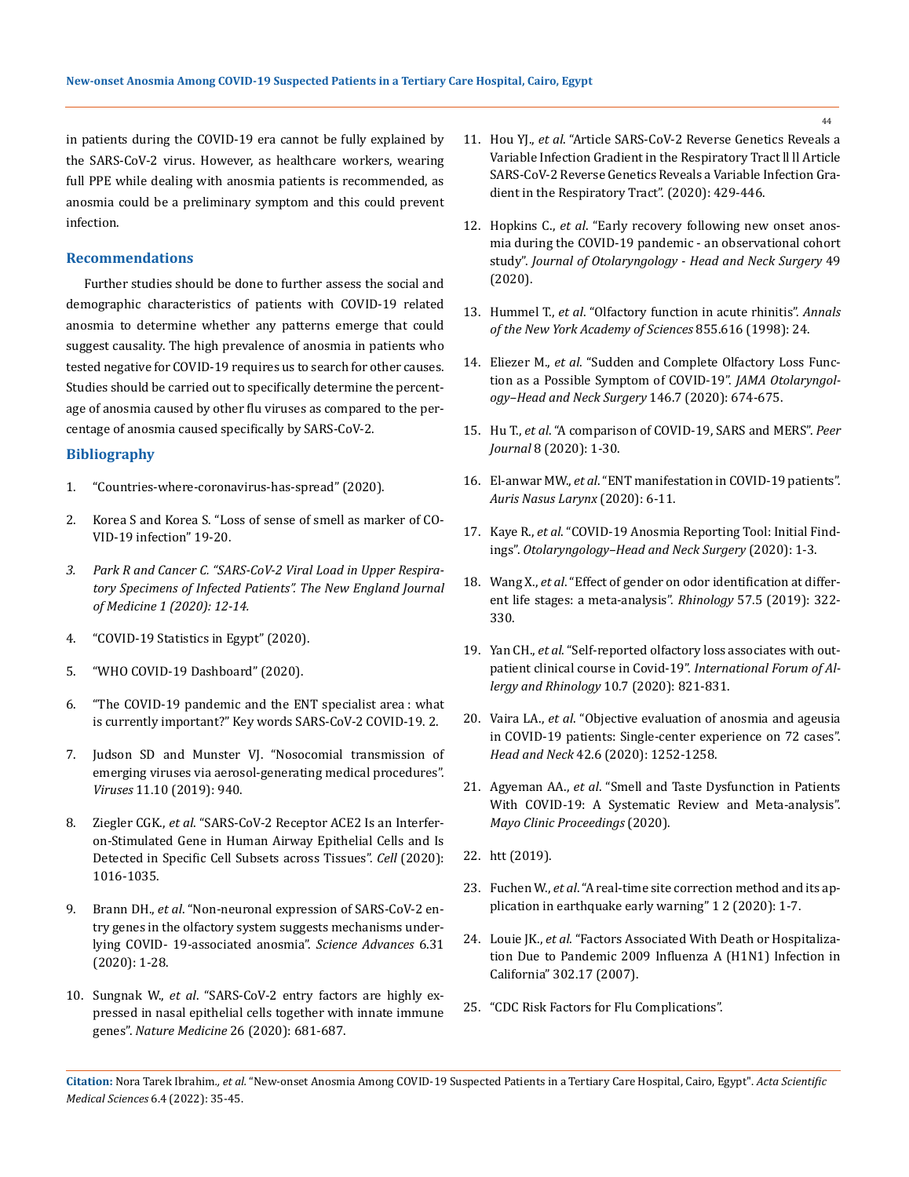in patients during the COVID-19 era cannot be fully explained by the SARS-CoV-2 virus. However, as healthcare workers, wearing full PPE while dealing with anosmia patients is recommended, as anosmia could be a preliminary symptom and this could prevent infection.

## Recommendations

Further studies should be done to further assess the social and demographic characteristics of patients with COVID-19 related anosmia to determine whether any patterns emerge that could suggest causality. The high prevalence of anosmia in patients who tested negative for COVID-19 requires us to search for other causes. Studies should be carried out to specifically determine the percentage of anosmia caused by other flu viruses as compared to the percentage of anosmia caused specifically by SARS-CoV-2.

## Bibliography

1. "Countries-where-coronavirus-has-spread" (2020).
2. Korea S and Korea S. "Loss of sense of smell as marker of COVID-19 infection" 19-20.
3. *Park R and Cancer C. "SARS-CoV-2 Viral Load in Upper Respiratory Specimens of Infected Patients". The New England Journal of Medicine 1 (2020): 12-14.*
4. "COVID-19 Statistics in Egypt" (2020).
5. "WHO COVID-19 Dashboard" (2020).
6. "The COVID-19 pandemic and the ENT specialist area : what is currently important?" Key words SARS-CoV-2 COVID-19. 2.
7. Judson SD and Munster VJ. "Nosocomial transmission of emerging viruses via aerosol-generating medical procedures". *Viruses* 11.10 (2019): 940.
8. Ziegler CGK., *et al*. "SARS-CoV-2 Receptor ACE2 Is an Interferon-Stimulated Gene in Human Airway Epithelial Cells and Is Detected in Specific Cell Subsets across Tissues". *Cell* (2020): 1016-1035.
9. Brann DH., *et al*. "Non-neuronal expression of SARS-CoV-2 entry genes in the olfactory system suggests mechanisms underlying COVID- 19-associated anosmia". *Science Advances* 6.31 (2020): 1-28.
10. Sungnak W., *et al*. "SARS-CoV-2 entry factors are highly expressed in nasal epithelial cells together with innate immune genes". *Nature Medicine* 26 (2020): 681-687.
11. Hou YJ., *et al*. "Article SARS-CoV-2 Reverse Genetics Reveals a Variable Infection Gradient in the Respiratory Tract ll ll Article SARS-CoV-2 Reverse Genetics Reveals a Variable Infection Gradient in the Respiratory Tract". (2020): 429-446.
12. Hopkins C., *et al*. "Early recovery following new onset anosmia during the COVID-19 pandemic - an observational cohort study". *Journal of Otolaryngology - Head and Neck Surgery* 49 (2020).
13. Hummel T., *et al*. "Olfactory function in acute rhinitis". *Annals of the New York Academy of Sciences* 855.616 (1998): 24.
14. Eliezer M., *et al*. "Sudden and Complete Olfactory Loss Function as a Possible Symptom of COVID-19". *JAMA Otolaryngology–Head and Neck Surgery* 146.7 (2020): 674-675.
15. Hu T., *et al*. "A comparison of COVID-19, SARS and MERS". *Peer Journal* 8 (2020): 1-30.
16. El-anwar MW., *et al*. "ENT manifestation in COVID-19 patients". *Auris Nasus Larynx* (2020): 6-11.
17. Kaye R., *et al*. "COVID-19 Anosmia Reporting Tool: Initial Findings". *Otolaryngology–Head and Neck Surgery* (2020): 1-3.
18. Wang X., *et al*. "Effect of gender on odor identification at different life stages: a meta-analysis". *Rhinology* 57.5 (2019): 322-330.
19. Yan CH., *et al*. "Self-reported olfactory loss associates with outpatient clinical course in Covid-19". *International Forum of Allergy and Rhinology* 10.7 (2020): 821-831.
20. Vaira LA., *et al*. "Objective evaluation of anosmia and ageusia in COVID-19 patients: Single-center experience on 72 cases". *Head and Neck* 42.6 (2020): 1252-1258.
21. Agyeman AA., *et al*. "Smell and Taste Dysfunction in Patients With COVID-19: A Systematic Review and Meta-analysis". *Mayo Clinic Proceedings* (2020).
22. htt (2019).
23. Fuchen W., *et al*. "A real-time site correction method and its application in earthquake early warning" 1 2 (2020): 1-7.
24. Louie JK., *et al*. "Factors Associated With Death or Hospitalization Due to Pandemic 2009 Influenza A (H1N1) Infection in California" 302.17 (2007).
25. "CDC Risk Factors for Flu Complications".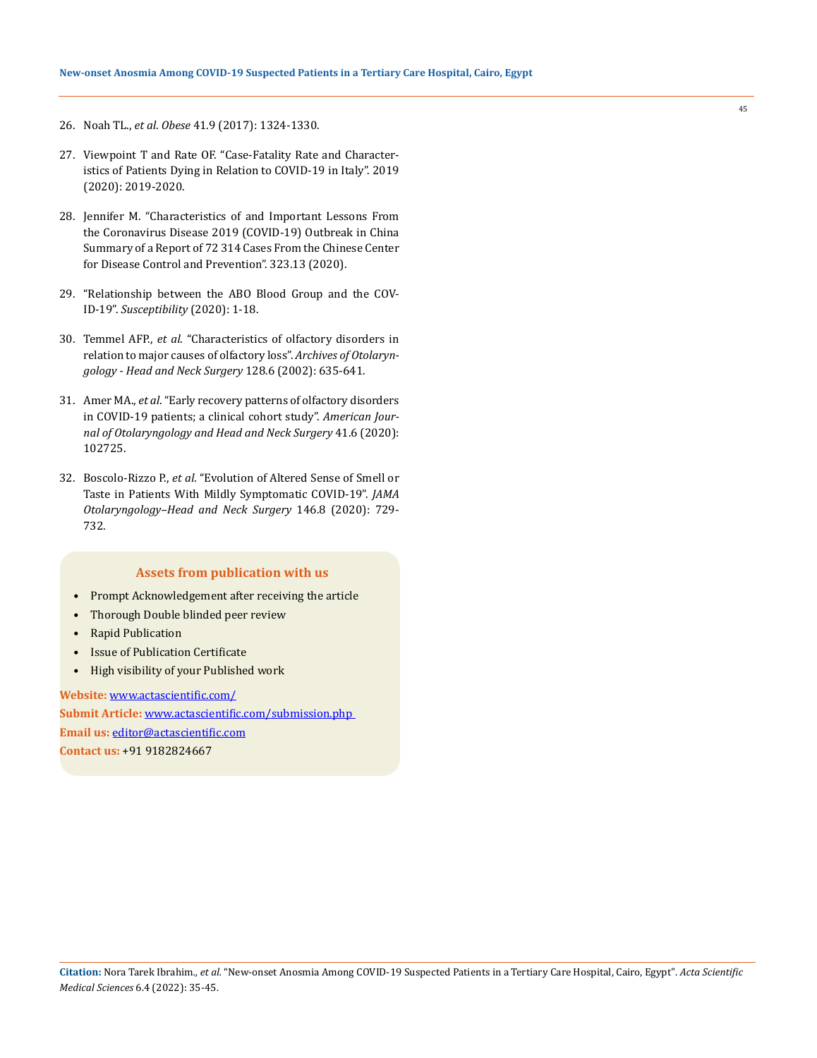26. Noah TL., *et al*. *Obese* 41.9 (2017): 1324-1330.

27. Viewpoint T and Rate OF. "Case-Fatality Rate and Characteristics of Patients Dying in Relation to COVID-19 in Italy". 2019 (2020): 2019-2020.

28. Jennifer M. "Characteristics of and Important Lessons From the Coronavirus Disease 2019 (COVID-19) Outbreak in China Summary of a Report of 72 314 Cases From the Chinese Center for Disease Control and Prevention". 323.13 (2020).

29. "Relationship between the ABO Blood Group and the COVID-19". *Susceptibility* (2020): 1-18.

30. Temmel AFP., *et al*. "Characteristics of olfactory disorders in relation to major causes of olfactory loss". *Archives of Otolaryngology - Head and Neck Surgery* 128.6 (2002): 635-641.

31. Amer MA., *et al*. "Early recovery patterns of olfactory disorders in COVID-19 patients; a clinical cohort study". *American Journal of Otolaryngology and Head and Neck Surgery* 41.6 (2020): 102725.

32. Boscolo-Rizzo P., *et al*. "Evolution of Altered Sense of Smell or Taste in Patients With Mildly Symptomatic COVID-19". *JAMA Otolaryngology–Head and Neck Surgery* 146.8 (2020): 729-732.

**Assets from publication with us**

- Prompt Acknowledgement after receiving the article
- Thorough Double blinded peer review
- Rapid Publication
- Issue of Publication Certificate
- High visibility of your Published work

**Website:** www.actascientific.com/
**Submit Article:** www.actascientific.com/submission.php
**Email us:** editor@actascientific.com
**Contact us:** +91 9182824667